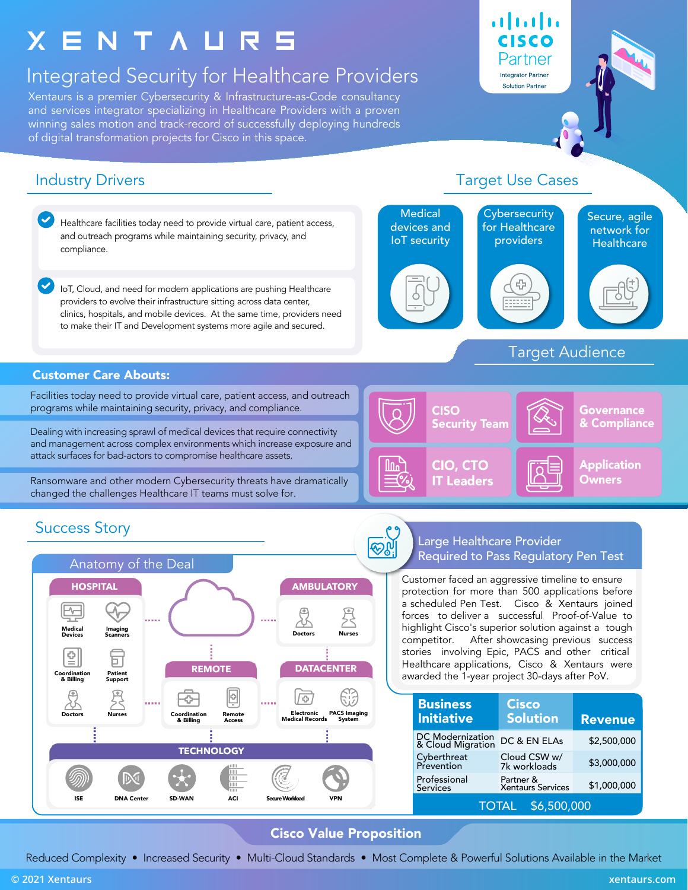# XENTAURS

## Integrated Security for Healthcare Providers

Xentaurs is a premier Cybersecurity & Infrastructure-as-Code consultancy and services integrator specializing in Healthcare Providers with a proven winning sales motion and track-record of successfully deploying hundreds of digital transformation projects for Cisco in this space.

Cisco Partner
Integrator Partner
Solution Partner

## Industry Drivers

- Healthcare facilities today need to provide virtual care, patient access, and outreach programs while maintaining security, privacy, and compliance.
- IoT, Cloud, and need for modern applications are pushing Healthcare providers to evolve their infrastructure sitting across data center, clinics, hospitals, and mobile devices. At the same time, providers need to make their IT and Development systems more agile and secured.

## Target Use Cases

- Medical devices and IoT security
- Cybersecurity for Healthcare providers
- Secure, agile network for Healthcare

### Customer Care Abouts:

- Facilities today need to provide virtual care, patient access, and outreach programs while maintaining security, privacy, and compliance.
- Dealing with increasing sprawl of medical devices that require connectivity and management across complex environments which increase exposure and attack surfaces for bad-actors to compromise healthcare assets.
- Ransomware and other modern Cybersecurity threats have dramatically changed the challenges Healthcare IT teams must solve for.

## Target Audience

- CISO Security Team
- Governance & Compliance
- CIO, CTO IT Leaders
- Application Owners

## Success Story

### Anatomy of the Deal

- **HOSPITAL:** Medical Devices, Imaging Scanners, Coordination & Billing, Patient Support, Doctors, Nurses
- **AMBULATORY:** Doctors, Nurses
- **REMOTE:** Coordination & Billing, Remote Access
- **DATACENTER:** Electronic Medical Records, PACS Imaging System
- **TECHNOLOGY:** ISE, DNA Center, SD-WAN, ACI, Secure Workload, VPN

### Large Healthcare Provider Required to Pass Regulatory Pen Test

Customer faced an aggressive timeline to ensure protection for more than 500 applications before a scheduled Pen Test. Cisco & Xentaurs joined forces to deliver a successful Proof-of-Value to highlight Cisco's superior solution against a tough competitor. After showcasing previous success stories involving Epic, PACS and other critical Healthcare applications, Cisco & Xentaurs were awarded the 1-year project 30-days after PoV.

| Business Initiative | Cisco Solution | Revenue |
|---|---|---|
| DC Modernization & Cloud Migration | DC & EN ELAs | $2,500,000 |
| Cyberthreat Prevention | Cloud CSW w/ 7k workloads | $3,000,000 |
| Professional Services | Partner & Xentaurs Services | $1,000,000 |
| TOTAL | | $6,500,000 |

## Cisco Value Proposition

Reduced Complexity • Increased Security • Multi-Cloud Standards • Most Complete & Powerful Solutions Available in the Market

© 2021 Xentaurs    xentaurs.com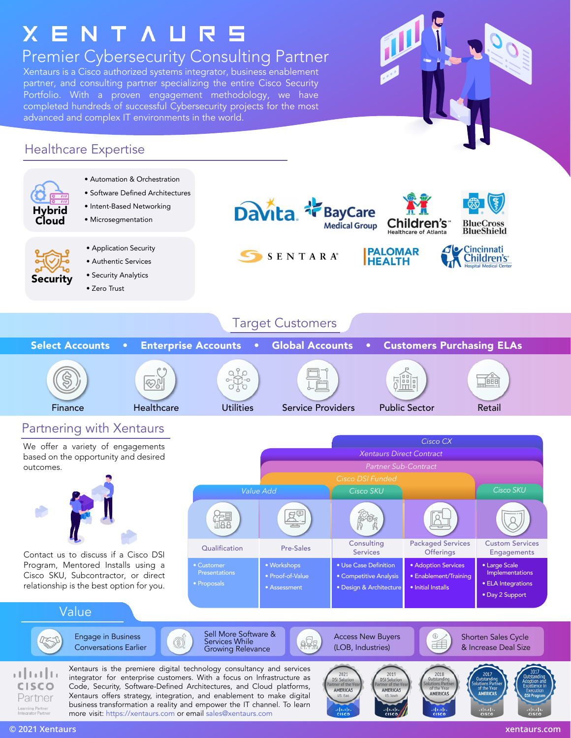# XENTAURS

## Premier Cybersecurity Consulting Partner

Xentaurs is a Cisco authorized systems integrator, business enablement partner, and consulting partner specializing the entire Cisco Security Portfolio. With a proven engagement methodology, we have completed hundreds of successful Cybersecurity projects for the most advanced and complex IT environments in the world.

## Healthcare Expertise

**Hybrid Cloud**

- Automation & Orchestration
- Software Defined Architectures
- Intent-Based Networking
- Microsegmentation

**Security**

- Application Security
- Authentic Services
- Security Analytics
- Zero Trust

DaVita · BayCare Medical Group · Children's Healthcare of Atlanta · BlueCross BlueShield · SENTARA · PALOMAR HEALTH · Cincinnati Children's Hospital Medical Center

## Target Customers

**Select Accounts • Enterprise Accounts • Global Accounts • Customers Purchasing ELAs**

Finance · Healthcare · Utilities · Service Providers · Public Sector · Retail

## Partnering with Xentaurs

We offer a variety of engagements based on the opportunity and desired outcomes.

Contact us to discuss if a Cisco DSI Program, Mentored Installs using a Cisco SKU, Subcontractor, or direct relationship is the best option for you.

Cisco CX

Xentaurs Direct Contract

Partner Sub-Contract

Cisco DSI Funded

Value Add · Cisco SKU · Cisco SKU

| Qualification | Pre-Sales | Consulting Services | Packaged Services Offerings | Custom Services Engagements |
|---|---|---|---|---|
| • Customer Presentations<br>• Proposals | • Workshops<br>• Proof-of-Value<br>• Assessment | • Use Case Definition<br>• Competitive Analysis<br>• Design & Architecture | • Adoption Services<br>• Enablement/Training<br>• Initial Installs | • Large Scale Implementations<br>• ELA Integrations<br>• Day 2 Support |

## Value

- Engage in Business Conversations Earlier
- Sell More Software & Services While Growing Relevance
- Access New Buyers (LOB, Industries)
- Shorten Sales Cycle & Increase Deal Size

Cisco Partner — Learning Partner, Integrator Partner

Xentaurs is the premiere digital technology consultancy and services integrator for enterprise customers. With a focus on Infrastructure as Code, Security, Software-Defined Architectures, and Cloud platforms, Xentaurs offers strategy, integration, and enablement to make digital business transformation a reality and empower the IT channel. To learn more visit: https://xentaurs.com or email sales@xentaurs.com

2021 DSI Solution Partner of the Year AMERICAS US: East · 2019 DSI Solution Partner of the Year AMERICAS US: South · 2018 Outstanding Solutions Partner of the Year AMERICAS · 2017 Outstanding Solutions Partner of the Year AMERICAS · 2017 Outstanding Adoption and Excellence in Execution DSI Program

© 2021 Xentaurs

xentaurs.com